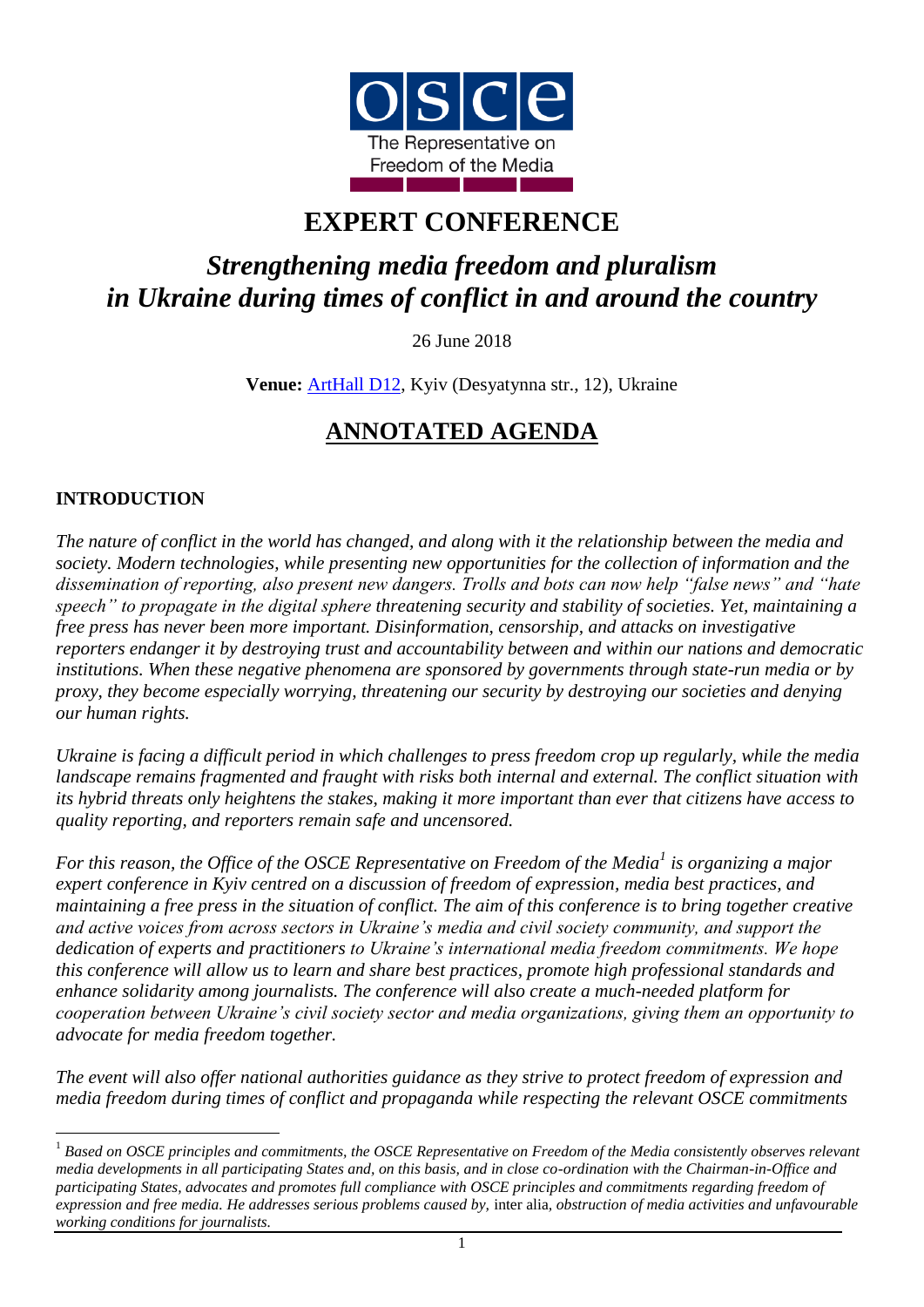OSCE
The Representative on Freedom of the Media

# EXPERT CONFERENCE

## *Strengthening media freedom and pluralism in Ukraine during times of conflict in and around the country*

26 June 2018

**Venue:** ArtHall D12, Kyiv (Desyatynna str., 12), Ukraine

## ANNOTATED AGENDA

### INTRODUCTION

*The nature of conflict in the world has changed, and along with it the relationship between the media and society. Modern technologies, while presenting new opportunities for the collection of information and the dissemination of reporting, also present new dangers. Trolls and bots can now help "false news" and "hate speech" to propagate in the digital sphere threatening security and stability of societies. Yet, maintaining a free press has never been more important. Disinformation, censorship, and attacks on investigative reporters endanger it by destroying trust and accountability between and within our nations and democratic institutions. When these negative phenomena are sponsored by governments through state-run media or by proxy, they become especially worrying, threatening our security by destroying our societies and denying our human rights.*

*Ukraine is facing a difficult period in which challenges to press freedom crop up regularly, while the media landscape remains fragmented and fraught with risks both internal and external. The conflict situation with its hybrid threats only heightens the stakes, making it more important than ever that citizens have access to quality reporting, and reporters remain safe and uncensored.*

*For this reason, the Office of the OSCE Representative on Freedom of the Media[1] is organizing a major expert conference in Kyiv centred on a discussion of freedom of expression, media best practices, and maintaining a free press in the situation of conflict. The aim of this conference is to bring together creative and active voices from across sectors in Ukraine's media and civil society community, and support the dedication of experts and practitioners to Ukraine's international media freedom commitments. We hope this conference will allow us to learn and share best practices, promote high professional standards and enhance solidarity among journalists. The conference will also create a much-needed platform for cooperation between Ukraine's civil society sector and media organizations, giving them an opportunity to advocate for media freedom together.*

*The event will also offer national authorities guidance as they strive to protect freedom of expression and media freedom during times of conflict and propaganda while respecting the relevant OSCE commitments*

---

[1] *Based on OSCE principles and commitments, the OSCE Representative on Freedom of the Media consistently observes relevant media developments in all participating States and, on this basis, and in close co-ordination with the Chairman-in-Office and participating States, advocates and promotes full compliance with OSCE principles and commitments regarding freedom of expression and free media. He addresses serious problems caused by,* inter alia, *obstruction of media activities and unfavourable working conditions for journalists.*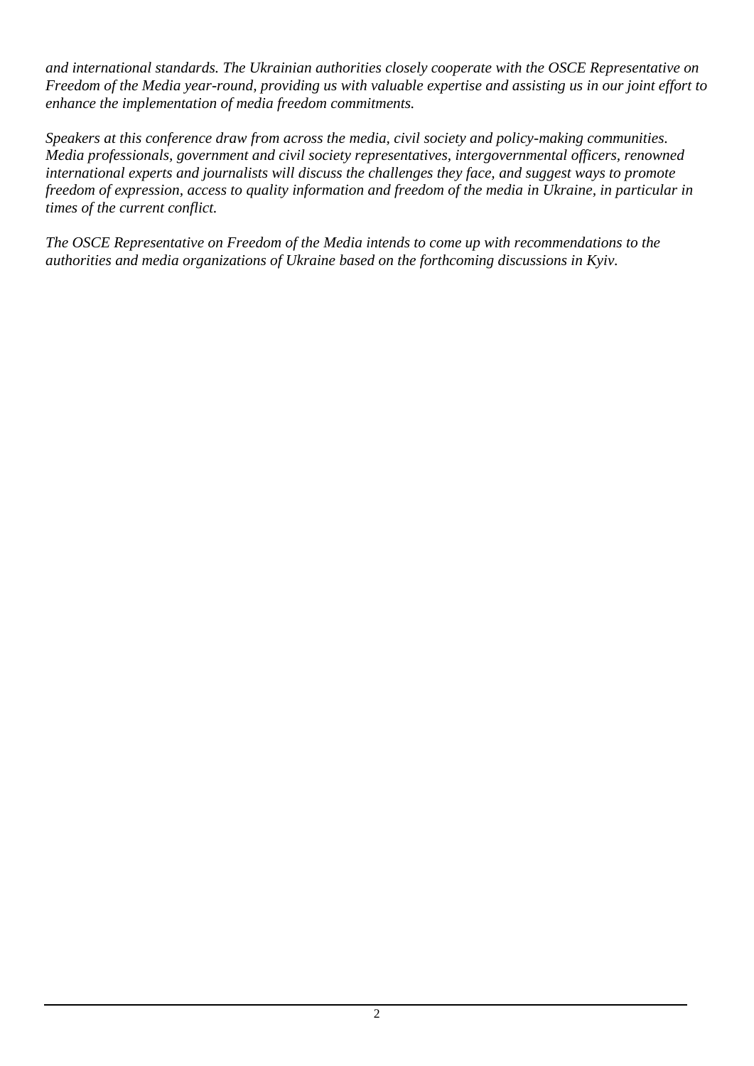*and international standards. The Ukrainian authorities closely cooperate with the OSCE Representative on Freedom of the Media year-round, providing us with valuable expertise and assisting us in our joint effort to enhance the implementation of media freedom commitments.*

*Speakers at this conference draw from across the media, civil society and policy-making communities. Media professionals, government and civil society representatives, intergovernmental officers, renowned international experts and journalists will discuss the challenges they face, and suggest ways to promote freedom of expression, access to quality information and freedom of the media in Ukraine, in particular in times of the current conflict.*

*The OSCE Representative on Freedom of the Media intends to come up with recommendations to the authorities and media organizations of Ukraine based on the forthcoming discussions in Kyiv.*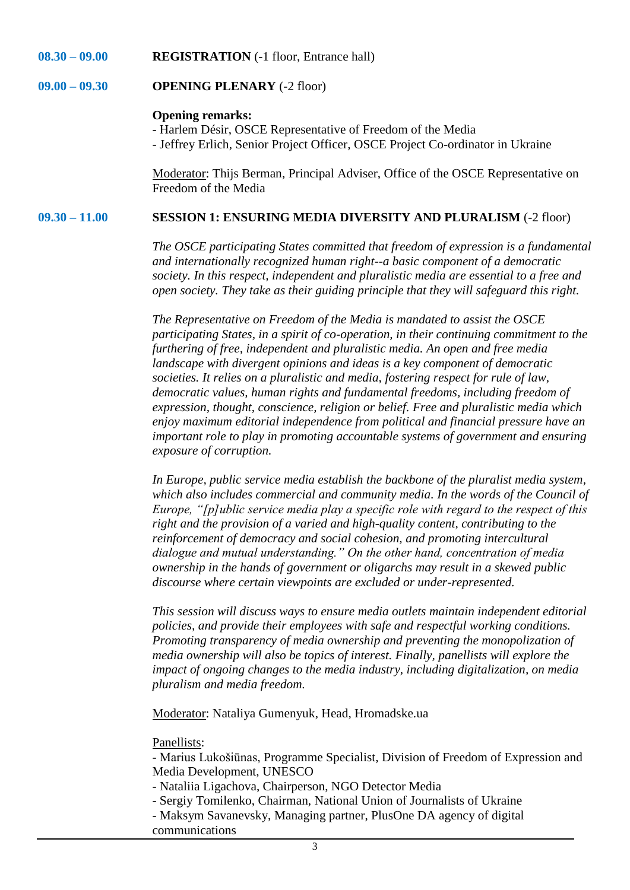**08.30 – 09.00** **REGISTRATION** (-1 floor, Entrance hall)

**09.00 – 09.30** **OPENING PLENARY** (-2 floor)

**Opening remarks:**
- Harlem Désir, OSCE Representative of Freedom of the Media
- Jeffrey Erlich, Senior Project Officer, OSCE Project Co-ordinator in Ukraine

Moderator: Thijs Berman, Principal Adviser, Office of the OSCE Representative on Freedom of the Media

**09.30 – 11.00** **SESSION 1: ENSURING MEDIA DIVERSITY AND PLURALISM** (-2 floor)

*The OSCE participating States committed that freedom of expression is a fundamental and internationally recognized human right--a basic component of a democratic society. In this respect, independent and pluralistic media are essential to a free and open society. They take as their guiding principle that they will safeguard this right.*

*The Representative on Freedom of the Media is mandated to assist the OSCE participating States, in a spirit of co-operation, in their continuing commitment to the furthering of free, independent and pluralistic media. An open and free media landscape with divergent opinions and ideas is a key component of democratic societies. It relies on a pluralistic and media, fostering respect for rule of law, democratic values, human rights and fundamental freedoms, including freedom of expression, thought, conscience, religion or belief. Free and pluralistic media which enjoy maximum editorial independence from political and financial pressure have an important role to play in promoting accountable systems of government and ensuring exposure of corruption.*

*In Europe, public service media establish the backbone of the pluralist media system, which also includes commercial and community media. In the words of the Council of Europe, "[p]ublic service media play a specific role with regard to the respect of this right and the provision of a varied and high-quality content, contributing to the reinforcement of democracy and social cohesion, and promoting intercultural dialogue and mutual understanding." On the other hand, concentration of media ownership in the hands of government or oligarchs may result in a skewed public discourse where certain viewpoints are excluded or under-represented.*

*This session will discuss ways to ensure media outlets maintain independent editorial policies, and provide their employees with safe and respectful working conditions. Promoting transparency of media ownership and preventing the monopolization of media ownership will also be topics of interest. Finally, panellists will explore the impact of ongoing changes to the media industry, including digitalization, on media pluralism and media freedom.*

Moderator: Nataliya Gumenyuk, Head, Hromadske.ua

Panellists:
- Marius Lukošiūnas, Programme Specialist, Division of Freedom of Expression and Media Development, UNESCO
- Nataliia Ligachova, Chairperson, NGO Detector Media
- Sergiy Tomilenko, Chairman, National Union of Journalists of Ukraine
- Maksym Savanevsky, Managing partner, PlusOne DA agency of digital communications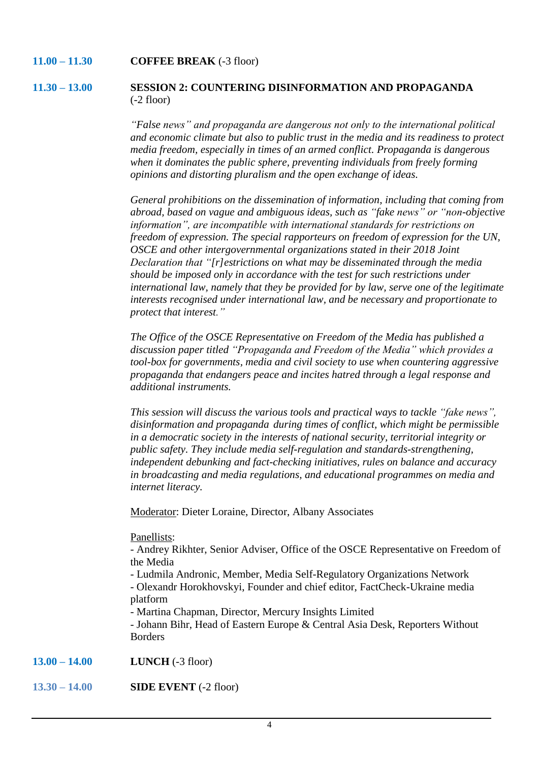**11.00 – 11.30** **COFFEE BREAK** (-3 floor)

**11.30 – 13.00** **SESSION 2: COUNTERING DISINFORMATION AND PROPAGANDA** (-2 floor)

*"False news" and propaganda are dangerous not only to the international political and economic climate but also to public trust in the media and its readiness to protect media freedom, especially in times of an armed conflict. Propaganda is dangerous when it dominates the public sphere, preventing individuals from freely forming opinions and distorting pluralism and the open exchange of ideas.*

*General prohibitions on the dissemination of information, including that coming from abroad, based on vague and ambiguous ideas, such as "fake news" or "non-objective information", are incompatible with international standards for restrictions on freedom of expression. The special rapporteurs on freedom of expression for the UN, OSCE and other intergovernmental organizations stated in their 2018 Joint Declaration that "[r]estrictions on what may be disseminated through the media should be imposed only in accordance with the test for such restrictions under international law, namely that they be provided for by law, serve one of the legitimate interests recognised under international law, and be necessary and proportionate to protect that interest."*

*The Office of the OSCE Representative on Freedom of the Media has published a discussion paper titled "Propaganda and Freedom of the Media" which provides a tool-box for governments, media and civil society to use when countering aggressive propaganda that endangers peace and incites hatred through a legal response and additional instruments.*

*This session will discuss the various tools and practical ways to tackle "fake news", disinformation and propaganda during times of conflict, which might be permissible in a democratic society in the interests of national security, territorial integrity or public safety. They include media self-regulation and standards-strengthening, independent debunking and fact-checking initiatives, rules on balance and accuracy in broadcasting and media regulations, and educational programmes on media and internet literacy.*

Moderator: Dieter Loraine, Director, Albany Associates

Panellists:
- Andrey Rikhter, Senior Adviser, Office of the OSCE Representative on Freedom of the Media
- Ludmila Andronic, Member, Media Self-Regulatory Organizations Network
- Olexandr Horokhovskyi, Founder and chief editor, FactCheck-Ukraine media platform
- Martina Chapman, Director, Mercury Insights Limited
- Johann Bihr, Head of Eastern Europe & Central Asia Desk, Reporters Without Borders

**13.00 – 14.00** **LUNCH** (-3 floor)

**13.30 – 14.00** **SIDE EVENT** (-2 floor)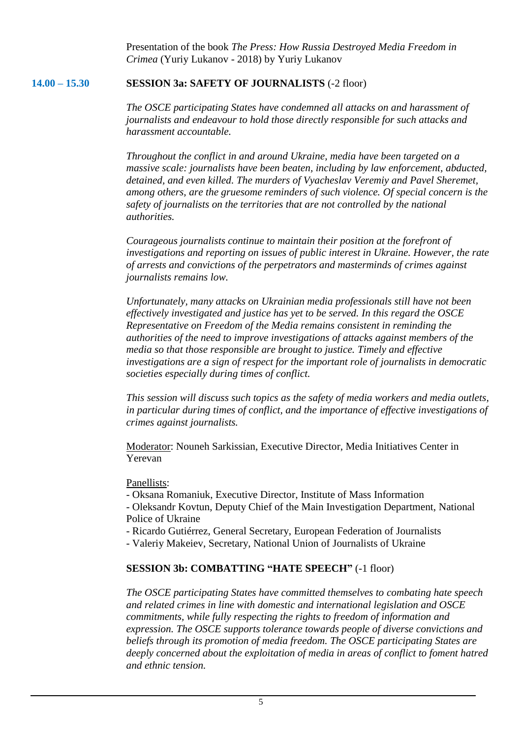Presentation of the book *The Press: How Russia Destroyed Media Freedom in Crimea* (Yuriy Lukanov - 2018) by Yuriy Lukanov

**14.00 – 15.30** **SESSION 3a: SAFETY OF JOURNALISTS** (-2 floor)

*The OSCE participating States have condemned all attacks on and harassment of journalists and endeavour to hold those directly responsible for such attacks and harassment accountable.*

*Throughout the conflict in and around Ukraine, media have been targeted on a massive scale: journalists have been beaten, including by law enforcement, abducted, detained, and even killed. The murders of Vyacheslav Veremiy and Pavel Sheremet, among others, are the gruesome reminders of such violence. Of special concern is the safety of journalists on the territories that are not controlled by the national authorities.*

*Courageous journalists continue to maintain their position at the forefront of investigations and reporting on issues of public interest in Ukraine. However, the rate of arrests and convictions of the perpetrators and masterminds of crimes against journalists remains low.*

*Unfortunately, many attacks on Ukrainian media professionals still have not been effectively investigated and justice has yet to be served. In this regard the OSCE Representative on Freedom of the Media remains consistent in reminding the authorities of the need to improve investigations of attacks against members of the media so that those responsible are brought to justice. Timely and effective investigations are a sign of respect for the important role of journalists in democratic societies especially during times of conflict.*

*This session will discuss such topics as the safety of media workers and media outlets, in particular during times of conflict, and the importance of effective investigations of crimes against journalists.*

Moderator: Nouneh Sarkissian, Executive Director, Media Initiatives Center in Yerevan

Panellists:
- Oksana Romaniuk, Executive Director, Institute of Mass Information
- Oleksandr Kovtun, Deputy Chief of the Main Investigation Department, National Police of Ukraine
- Ricardo Gutiérrez, General Secretary, European Federation of Journalists
- Valeriy Makeiev, Secretary, National Union of Journalists of Ukraine

**SESSION 3b: COMBATTING "HATE SPEECH"** (-1 floor)

*The OSCE participating States have committed themselves to combating hate speech and related crimes in line with domestic and international legislation and OSCE commitments, while fully respecting the rights to freedom of information and expression. The OSCE supports tolerance towards people of diverse convictions and beliefs through its promotion of media freedom. The OSCE participating States are deeply concerned about the exploitation of media in areas of conflict to foment hatred and ethnic tension.*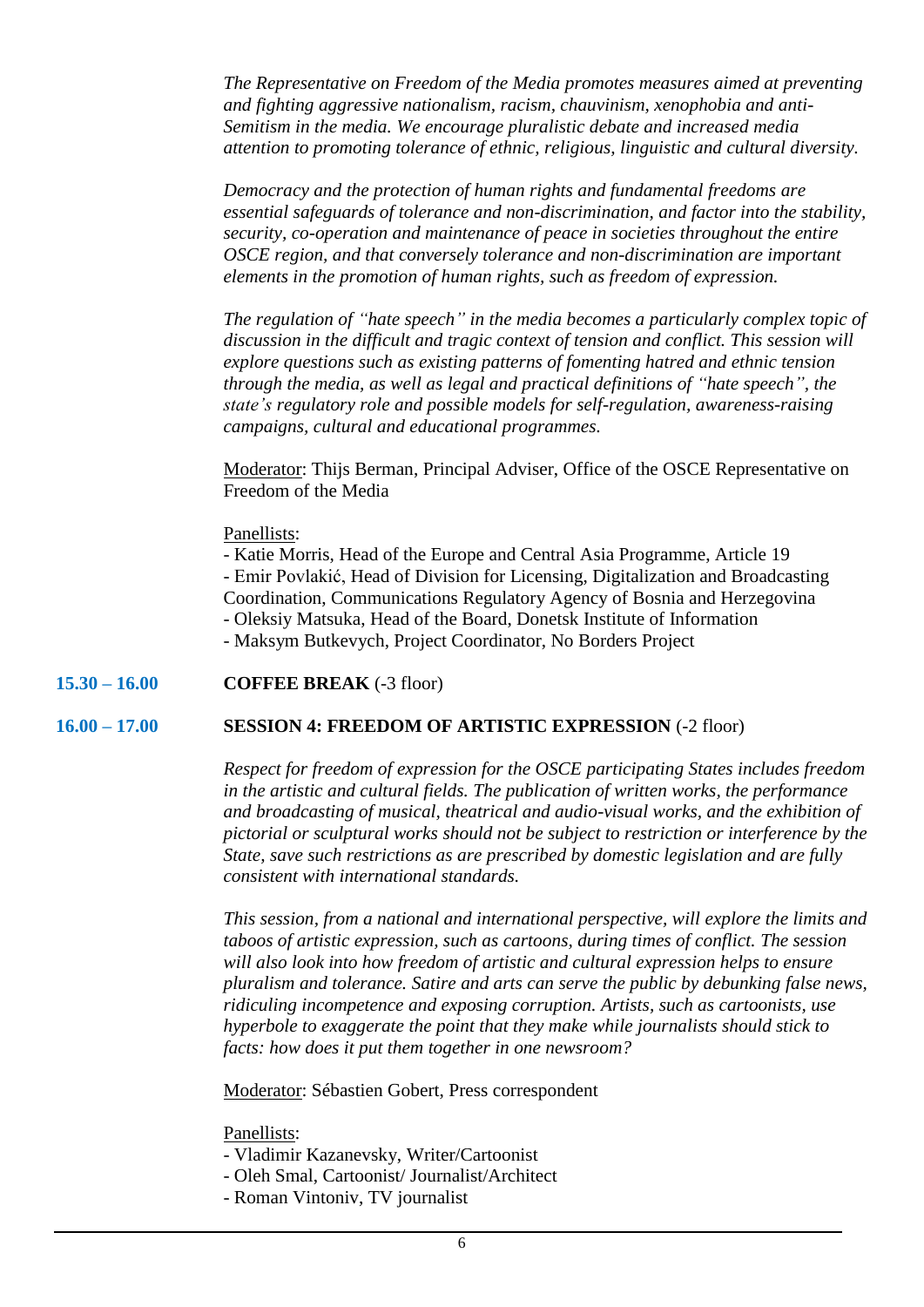*The Representative on Freedom of the Media promotes measures aimed at preventing and fighting aggressive nationalism, racism, chauvinism, xenophobia and anti-Semitism in the media. We encourage pluralistic debate and increased media attention to promoting tolerance of ethnic, religious, linguistic and cultural diversity.*

*Democracy and the protection of human rights and fundamental freedoms are essential safeguards of tolerance and non-discrimination, and factor into the stability, security, co-operation and maintenance of peace in societies throughout the entire OSCE region, and that conversely tolerance and non-discrimination are important elements in the promotion of human rights, such as freedom of expression.*

*The regulation of "hate speech" in the media becomes a particularly complex topic of discussion in the difficult and tragic context of tension and conflict. This session will explore questions such as existing patterns of fomenting hatred and ethnic tension through the media, as well as legal and practical definitions of "hate speech", the state's regulatory role and possible models for self-regulation, awareness-raising campaigns, cultural and educational programmes.*

Moderator: Thijs Berman, Principal Adviser, Office of the OSCE Representative on Freedom of the Media

Panellists:
- Katie Morris, Head of the Europe and Central Asia Programme, Article 19
- Emir Povlakić, Head of Division for Licensing, Digitalization and Broadcasting Coordination, Communications Regulatory Agency of Bosnia and Herzegovina
- Oleksiy Matsuka, Head of the Board, Donetsk Institute of Information
- Maksym Butkevych, Project Coordinator, No Borders Project

**15.30 – 16.00** **COFFEE BREAK** (-3 floor)

**16.00 – 17.00** **SESSION 4: FREEDOM OF ARTISTIC EXPRESSION** (-2 floor)

*Respect for freedom of expression for the OSCE participating States includes freedom in the artistic and cultural fields. The publication of written works, the performance and broadcasting of musical, theatrical and audio-visual works, and the exhibition of pictorial or sculptural works should not be subject to restriction or interference by the State, save such restrictions as are prescribed by domestic legislation and are fully consistent with international standards.*

*This session, from a national and international perspective, will explore the limits and taboos of artistic expression, such as cartoons, during times of conflict. The session will also look into how freedom of artistic and cultural expression helps to ensure pluralism and tolerance. Satire and arts can serve the public by debunking false news, ridiculing incompetence and exposing corruption. Artists, such as cartoonists, use hyperbole to exaggerate the point that they make while journalists should stick to facts: how does it put them together in one newsroom?*

Moderator: Sébastien Gobert, Press correspondent

Panellists:
- Vladimir Kazanevsky, Writer/Cartoonist
- Oleh Smal, Cartoonist/ Journalist/Architect
- Roman Vintoniv, TV journalist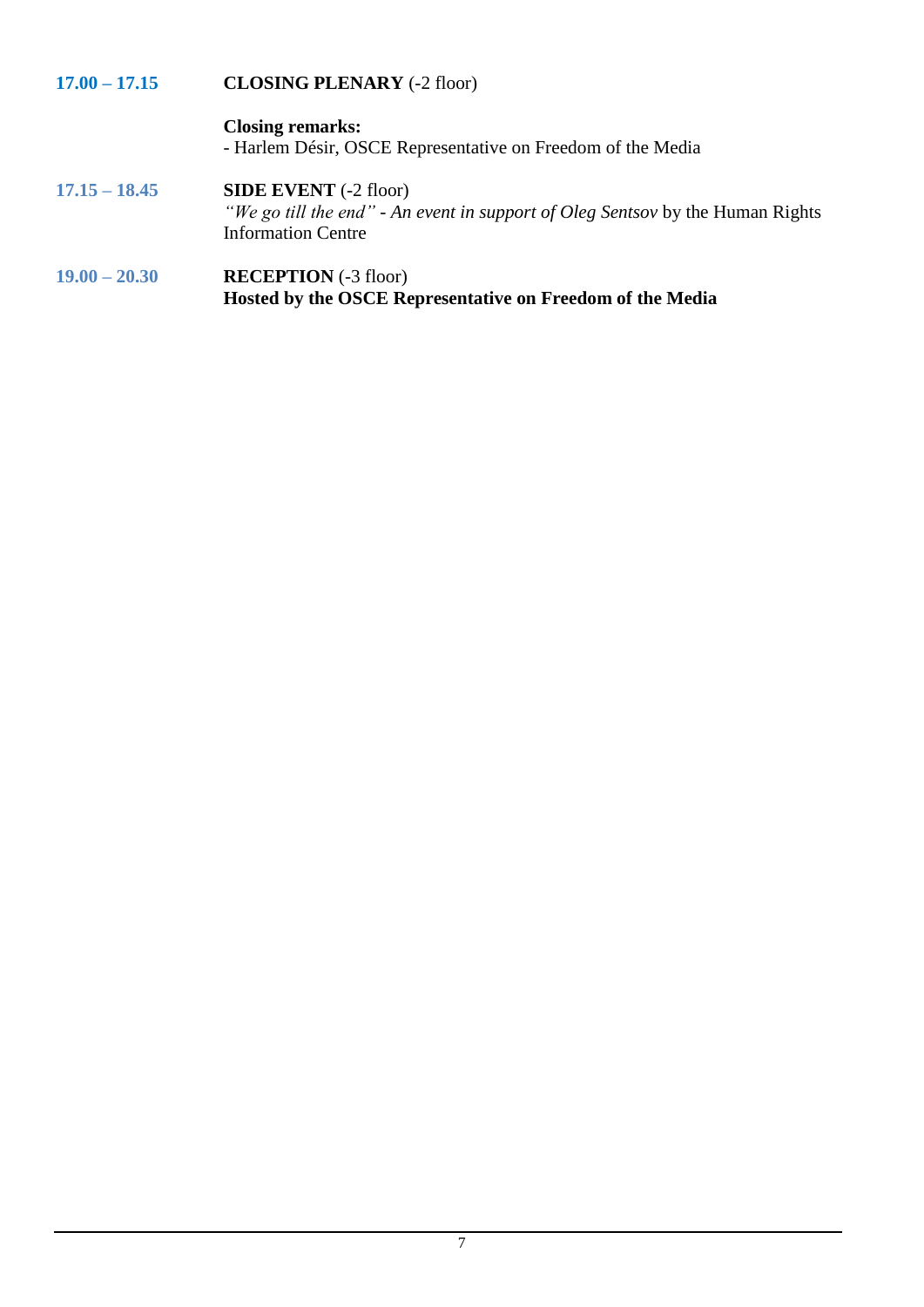**17.00 – 17.15** **CLOSING PLENARY** (-2 floor)

**Closing remarks:**
- Harlem Désir, OSCE Representative on Freedom of the Media

**17.15 – 18.45** **SIDE EVENT** (-2 floor)
*"We go till the end" - An event in support of Oleg Sentsov* by the Human Rights Information Centre

**19.00 – 20.30** **RECEPTION** (-3 floor)
**Hosted by the OSCE Representative on Freedom of the Media**